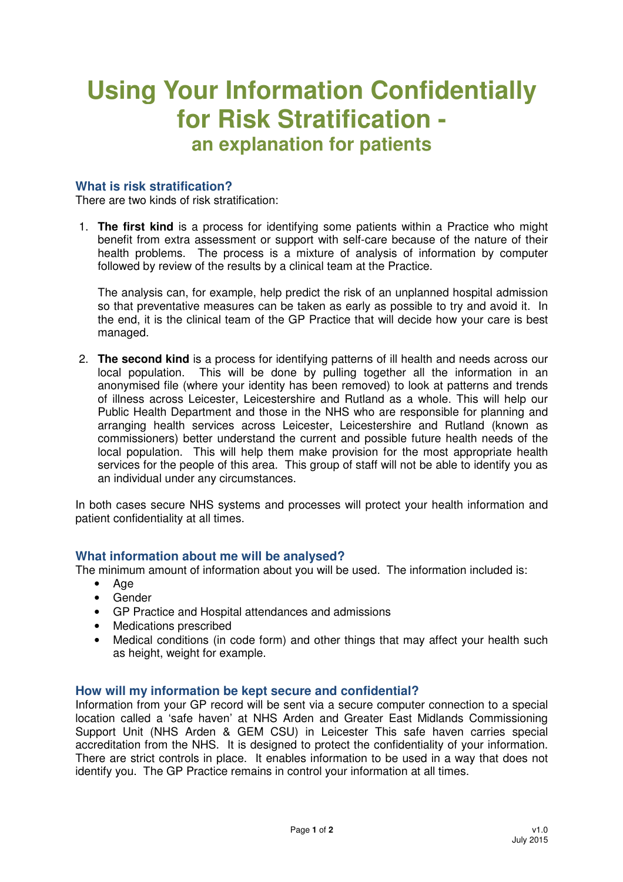# Using Your Information Confidentially for Risk Stratification -

## an explanation for patients

### What is risk stratification?

There are two kinds of risk stratification:

1. **The first kind** is a process for identifying some patients within a Practice who might benefit from extra assessment or support with self-care because of the nature of their health problems. The process is a mixture of analysis of information by computer followed by review of the results by a clinical team at the Practice.

   The analysis can, for example, help predict the risk of an unplanned hospital admission so that preventative measures can be taken as early as possible to try and avoid it. In the end, it is the clinical team of the GP Practice that will decide how your care is best managed.

2. **The second kind** is a process for identifying patterns of ill health and needs across our local population. This will be done by pulling together all the information in an anonymised file (where your identity has been removed) to look at patterns and trends of illness across Leicester, Leicestershire and Rutland as a whole. This will help our Public Health Department and those in the NHS who are responsible for planning and arranging health services across Leicester, Leicestershire and Rutland (known as commissioners) better understand the current and possible future health needs of the local population. This will help them make provision for the most appropriate health services for the people of this area. This group of staff will not be able to identify you as an individual under any circumstances.

In both cases secure NHS systems and processes will protect your health information and patient confidentiality at all times.

### What information about me will be analysed?

The minimum amount of information about you will be used. The information included is:

- Age
- Gender
- GP Practice and Hospital attendances and admissions
- Medications prescribed
- Medical conditions (in code form) and other things that may affect your health such as height, weight for example.

### How will my information be kept secure and confidential?

Information from your GP record will be sent via a secure computer connection to a special location called a 'safe haven' at NHS Arden and Greater East Midlands Commissioning Support Unit (NHS Arden & GEM CSU) in Leicester This safe haven carries special accreditation from the NHS. It is designed to protect the confidentiality of your information. There are strict controls in place. It enables information to be used in a way that does not identify you. The GP Practice remains in control your information at all times.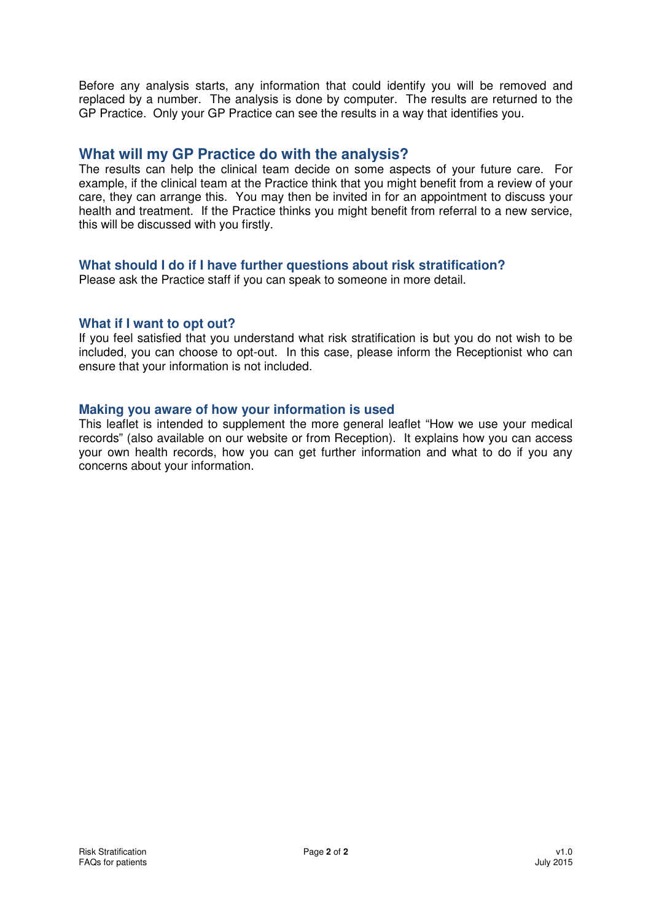Before any analysis starts, any information that could identify you will be removed and replaced by a number. The analysis is done by computer. The results are returned to the GP Practice. Only your GP Practice can see the results in a way that identifies you.

## What will my GP Practice do with the analysis?

The results can help the clinical team decide on some aspects of your future care. For example, if the clinical team at the Practice think that you might benefit from a review of your care, they can arrange this. You may then be invited in for an appointment to discuss your health and treatment. If the Practice thinks you might benefit from referral to a new service, this will be discussed with you firstly.

### What should I do if I have further questions about risk stratification?

Please ask the Practice staff if you can speak to someone in more detail.

### What if I want to opt out?

If you feel satisfied that you understand what risk stratification is but you do not wish to be included, you can choose to opt-out. In this case, please inform the Receptionist who can ensure that your information is not included.

### Making you aware of how your information is used

This leaflet is intended to supplement the more general leaflet "How we use your medical records" (also available on our website or from Reception). It explains how you can access your own health records, how you can get further information and what to do if you any concerns about your information.